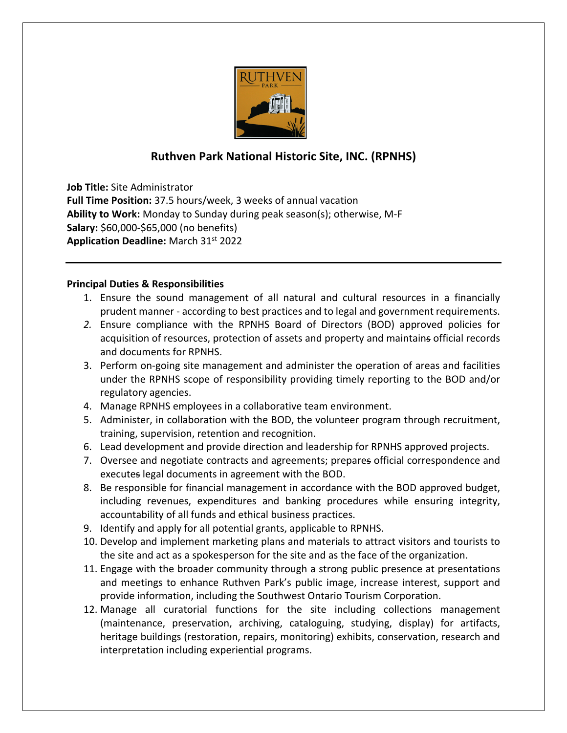# Ruthven Park National Historic Site, INC. (RPNHS)

**Job Title:** Site Administrator
**Full Time Position:** 37.5 hours/week, 3 weeks of annual vacation
**Ability to Work:** Monday to Sunday during peak season(s); otherwise, M-F
**Salary:** $60,000-$65,000 (no benefits)
**Application Deadline:** March 31st 2022

---

**Principal Duties & Responsibilities**

1. Ensure the sound management of all natural and cultural resources in a financially prudent manner - according to best practices and to legal and government requirements.
2. Ensure compliance with the RPNHS Board of Directors (BOD) approved policies for acquisition of resources, protection of assets and property and maintains official records and documents for RPNHS.
3. Perform on-going site management and administer the operation of areas and facilities under the RPNHS scope of responsibility providing timely reporting to the BOD and/or regulatory agencies.
4. Manage RPNHS employees in a collaborative team environment.
5. Administer, in collaboration with the BOD, the volunteer program through recruitment, training, supervision, retention and recognition.
6. Lead development and provide direction and leadership for RPNHS approved projects.
7. Oversee and negotiate contracts and agreements; prepares official correspondence and executes legal documents in agreement with the BOD.
8. Be responsible for financial management in accordance with the BOD approved budget, including revenues, expenditures and banking procedures while ensuring integrity, accountability of all funds and ethical business practices.
9. Identify and apply for all potential grants, applicable to RPNHS.
10. Develop and implement marketing plans and materials to attract visitors and tourists to the site and act as a spokesperson for the site and as the face of the organization.
11. Engage with the broader community through a strong public presence at presentations and meetings to enhance Ruthven Park's public image, increase interest, support and provide information, including the Southwest Ontario Tourism Corporation.
12. Manage all curatorial functions for the site including collections management (maintenance, preservation, archiving, cataloguing, studying, display) for artifacts, heritage buildings (restoration, repairs, monitoring) exhibits, conservation, research and interpretation including experiential programs.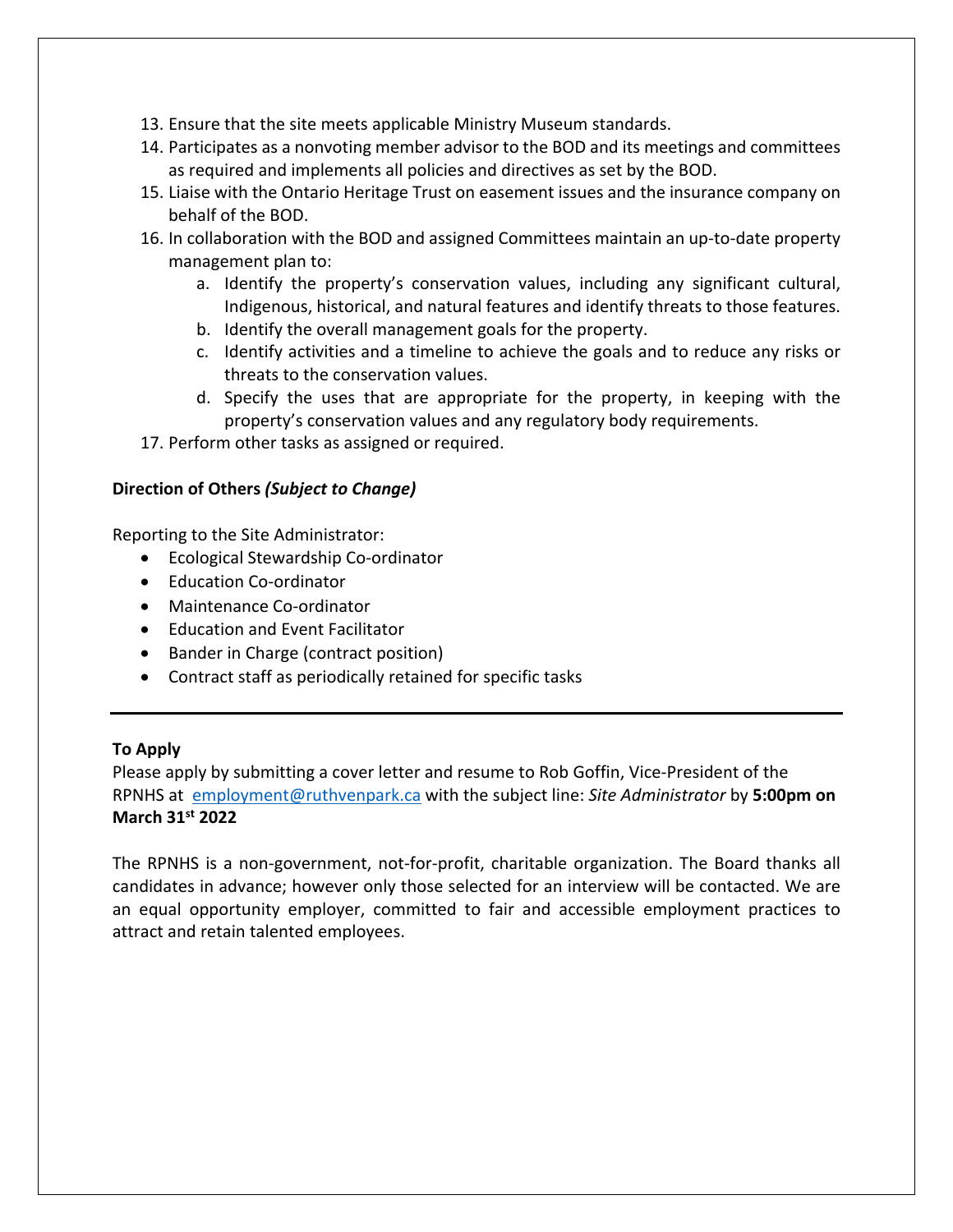13. Ensure that the site meets applicable Ministry Museum standards.
14. Participates as a nonvoting member advisor to the BOD and its meetings and committees as required and implements all policies and directives as set by the BOD.
15. Liaise with the Ontario Heritage Trust on easement issues and the insurance company on behalf of the BOD.
16. In collaboration with the BOD and assigned Committees maintain an up-to-date property management plan to:
    a. Identify the property's conservation values, including any significant cultural, Indigenous, historical, and natural features and identify threats to those features.
    b. Identify the overall management goals for the property.
    c. Identify activities and a timeline to achieve the goals and to reduce any risks or threats to the conservation values.
    d. Specify the uses that are appropriate for the property, in keeping with the property's conservation values and any regulatory body requirements.
17. Perform other tasks as assigned or required.

**Direction of Others** ***(Subject to Change)***

Reporting to the Site Administrator:

- Ecological Stewardship Co-ordinator
- Education Co-ordinator
- Maintenance Co-ordinator
- Education and Event Facilitator
- Bander in Charge (contract position)
- Contract staff as periodically retained for specific tasks

---

**To Apply**

Please apply by submitting a cover letter and resume to Rob Goffin, Vice-President of the RPNHS at [employment@ruthvenpark.ca](mailto:employment@ruthvenpark.ca) with the subject line: *Site Administrator* by **5:00pm on March 31st 2022**

The RPNHS is a non-government, not-for-profit, charitable organization. The Board thanks all candidates in advance; however only those selected for an interview will be contacted. We are an equal opportunity employer, committed to fair and accessible employment practices to attract and retain talented employees.